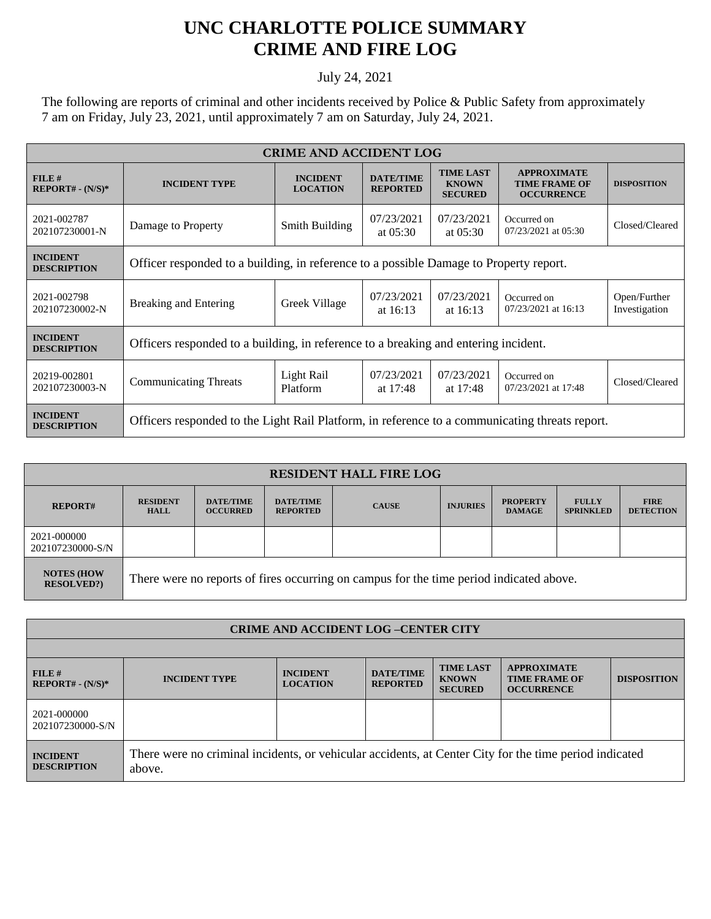# UNC CHARLOTTE POLICE SUMMARY
# CRIME AND FIRE LOG

July 24, 2021

The following are reports of criminal and other incidents received by Police & Public Safety from approximately 7 am on Friday, July 23, 2021, until approximately 7 am on Saturday, July 24, 2021.

| CRIME AND ACCIDENT LOG | | | | | | |
|---|---|---|---|---|---|---|
| **FILE # REPORT# - (N/S)*** | **INCIDENT TYPE** | **INCIDENT LOCATION** | **DATE/TIME REPORTED** | **TIME LAST KNOWN SECURED** | **APPROXIMATE TIME FRAME OF OCCURRENCE** | **DISPOSITION** |
| 2021-002787 202107230001-N | Damage to Property | Smith Building | 07/23/2021 at 05:30 | 07/23/2021 at 05:30 | Occurred on 07/23/2021 at 05:30 | Closed/Cleared |
| **INCIDENT DESCRIPTION** | Officer responded to a building, in reference to a possible Damage to Property report. | | | | | |
| 2021-002798 202107230002-N | Breaking and Entering | Greek Village | 07/23/2021 at 16:13 | 07/23/2021 at 16:13 | Occurred on 07/23/2021 at 16:13 | Open/Further Investigation |
| **INCIDENT DESCRIPTION** | Officers responded to a building, in reference to a breaking and entering incident. | | | | | |
| 20219-002801 202107230003-N | Communicating Threats | Light Rail Platform | 07/23/2021 at 17:48 | 07/23/2021 at 17:48 | Occurred on 07/23/2021 at 17:48 | Closed/Cleared |
| **INCIDENT DESCRIPTION** | Officers responded to the Light Rail Platform, in reference to a communicating threats report. | | | | | |

| RESIDENT HALL FIRE LOG | | | | | | | | |
|---|---|---|---|---|---|---|---|---|
| **REPORT#** | **RESIDENT HALL** | **DATE/TIME OCCURRED** | **DATE/TIME REPORTED** | **CAUSE** | **INJURIES** | **PROPERTY DAMAGE** | **FULLY SPRINKLED** | **FIRE DETECTION** |
| 2021-000000 202107230000-S/N | | | | | | | | |
| **NOTES (HOW RESOLVED?)** | There were no reports of fires occurring on campus for the time period indicated above. | | | | | | | |

| CRIME AND ACCIDENT LOG –CENTER CITY | | | | | | |
|---|---|---|---|---|---|---|
| **FILE # REPORT# - (N/S)*** | **INCIDENT TYPE** | **INCIDENT LOCATION** | **DATE/TIME REPORTED** | **TIME LAST KNOWN SECURED** | **APPROXIMATE TIME FRAME OF OCCURRENCE** | **DISPOSITION** |
| 2021-000000 202107230000-S/N | | | | | | |
| **INCIDENT DESCRIPTION** | There were no criminal incidents, or vehicular accidents, at Center City for the time period indicated above. | | | | | |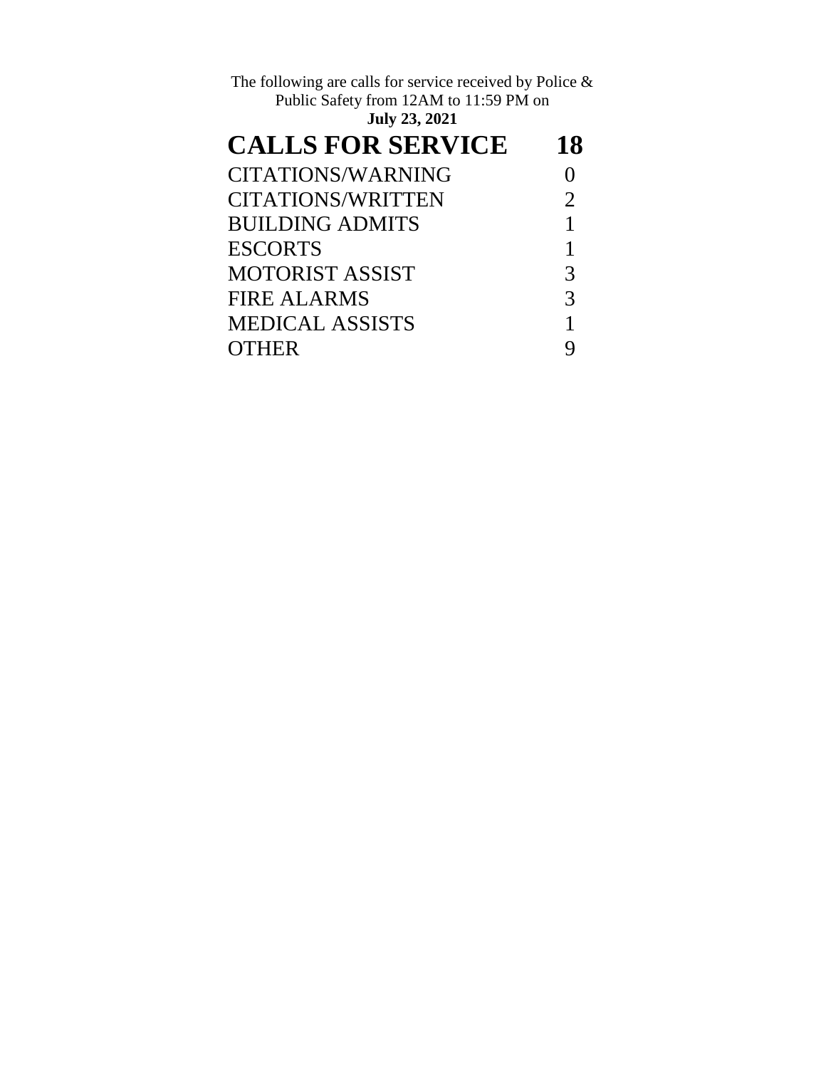The following are calls for service received by Police & Public Safety from 12AM to 11:59 PM on

**July 23, 2021**

| **CALLS FOR SERVICE** | **18** |
|---|---|
| CITATIONS/WARNING | 0 |
| CITATIONS/WRITTEN | 2 |
| BUILDING ADMITS | 1 |
| ESCORTS | 1 |
| MOTORIST ASSIST | 3 |
| FIRE ALARMS | 3 |
| MEDICAL ASSISTS | 1 |
| OTHER | 9 |